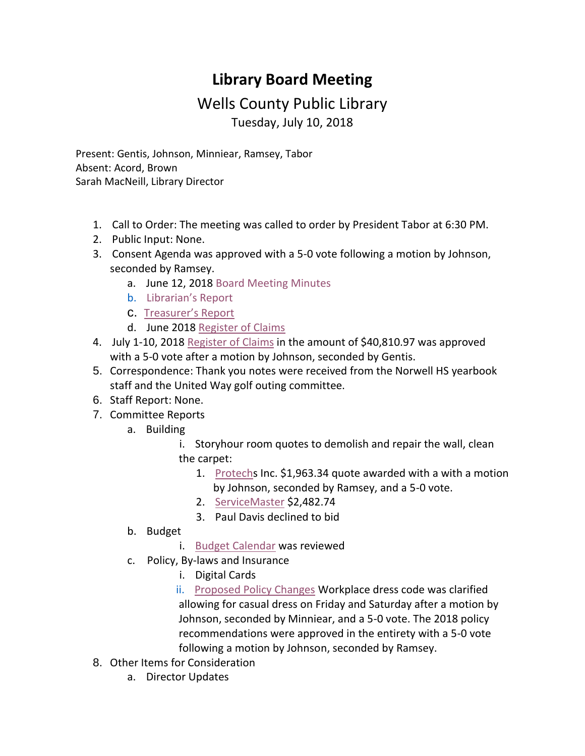# Library Board Meeting

## Wells County Public Library

Tuesday, July 10, 2018

Present: Gentis, Johnson, Minniear, Ramsey, Tabor
Absent: Acord, Brown
Sarah MacNeill, Library Director

1. Call to Order: The meeting was called to order by President Tabor at 6:30 PM.
2. Public Input: None.
3. Consent Agenda was approved with a 5-0 vote following a motion by Johnson, seconded by Ramsey.
   a. June 12, 2018 Board Meeting Minutes
   b. Librarian's Report
   c. Treasurer's Report
   d. June 2018 Register of Claims
4. July 1-10, 2018 Register of Claims in the amount of $40,810.97 was approved with a 5-0 vote after a motion by Johnson, seconded by Gentis.
5. Correspondence: Thank you notes were received from the Norwell HS yearbook staff and the United Way golf outing committee.
6. Staff Report: None.
7. Committee Reports
   a. Building
      i. Storyhour room quotes to demolish and repair the wall, clean the carpet:
         1. Protechs Inc. $1,963.34 quote awarded with a with a motion by Johnson, seconded by Ramsey, and a 5-0 vote.
         2. ServiceMaster $2,482.74
         3. Paul Davis declined to bid
   b. Budget
      i. Budget Calendar was reviewed
   c. Policy, By-laws and Insurance
      i. Digital Cards
      ii. Proposed Policy Changes Workplace dress code was clarified allowing for casual dress on Friday and Saturday after a motion by Johnson, seconded by Minniear, and a 5-0 vote. The 2018 policy recommendations were approved in the entirety with a 5-0 vote following a motion by Johnson, seconded by Ramsey.
8. Other Items for Consideration
   a. Director Updates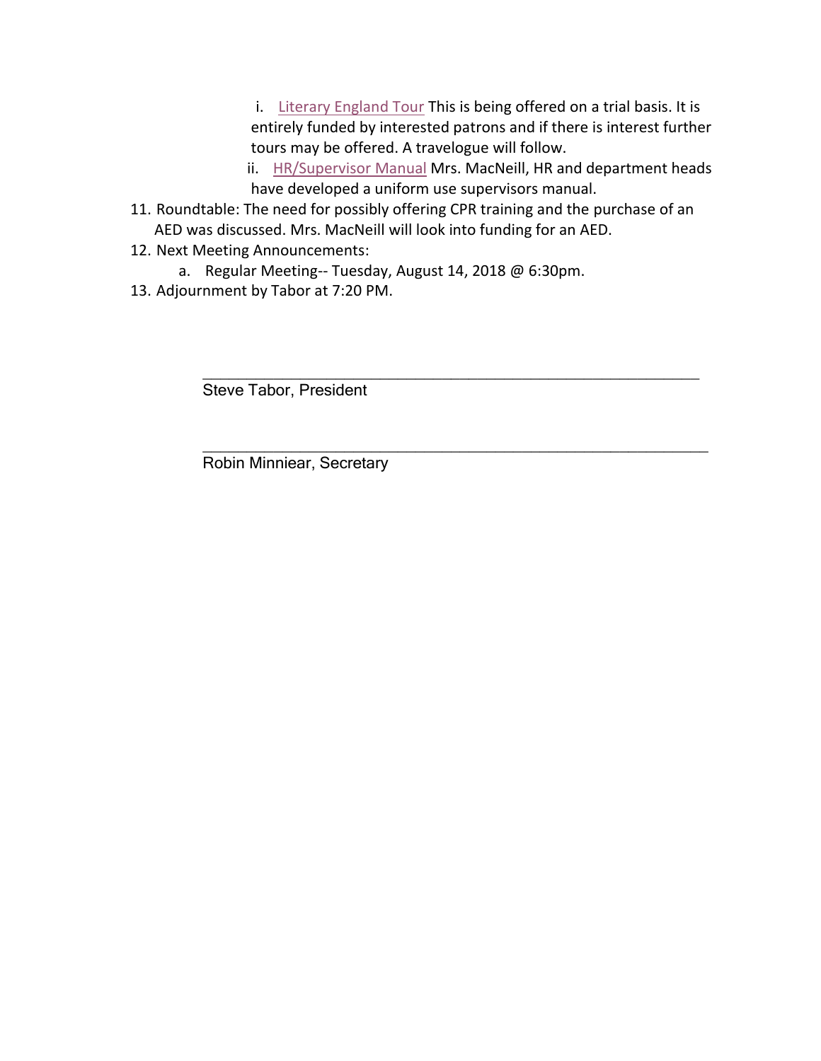i. Literary England Tour This is being offered on a trial basis. It is entirely funded by interested patrons and if there is interest further tours may be offered. A travelogue will follow.
   ii. HR/Supervisor Manual Mrs. MacNeill, HR and department heads have developed a uniform use supervisors manual.

11. Roundtable: The need for possibly offering CPR training and the purchase of an AED was discussed. Mrs. MacNeill will look into funding for an AED.
12. Next Meeting Announcements:
    a. Regular Meeting-- Tuesday, August 14, 2018 @ 6:30pm.
13. Adjournment by Tabor at 7:20 PM.

______________________________________________________

Steve Tabor, President

______________________________________________________

Robin Minniear, Secretary